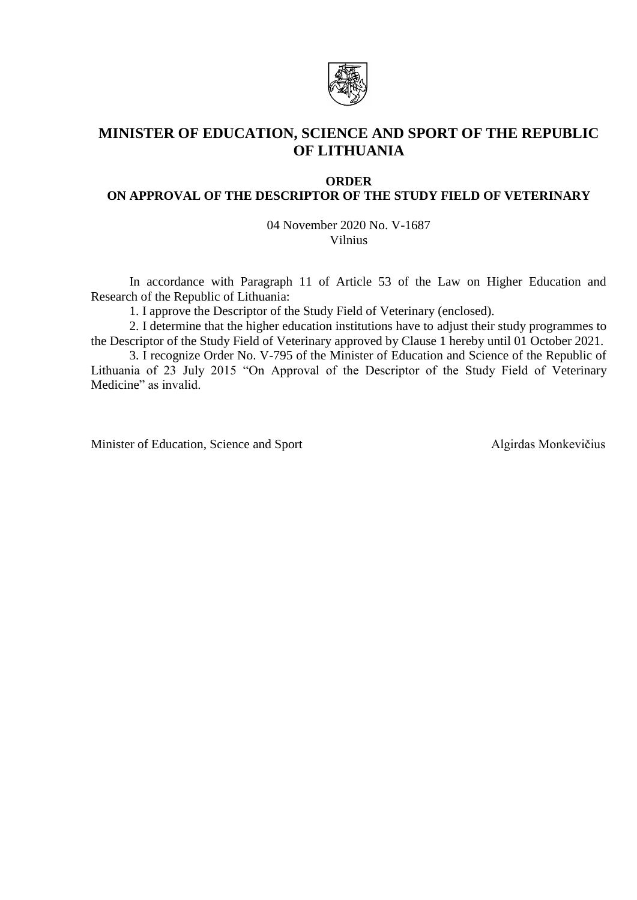# MINISTER OF EDUCATION, SCIENCE AND SPORT OF THE REPUBLIC OF LITHUANIA

**ORDER**
**ON APPROVAL OF THE DESCRIPTOR OF THE STUDY FIELD OF VETERINARY**

04 November 2020 No. V-1687
Vilnius

In accordance with Paragraph 11 of Article 53 of the Law on Higher Education and Research of the Republic of Lithuania:

1. I approve the Descriptor of the Study Field of Veterinary (enclosed).
2. I determine that the higher education institutions have to adjust their study programmes to the Descriptor of the Study Field of Veterinary approved by Clause 1 hereby until 01 October 2021.
3. I recognize Order No. V-795 of the Minister of Education and Science of the Republic of Lithuania of 23 July 2015 “On Approval of the Descriptor of the Study Field of Veterinary Medicine” as invalid.

Minister of Education, Science and Sport Algirdas Monkevičius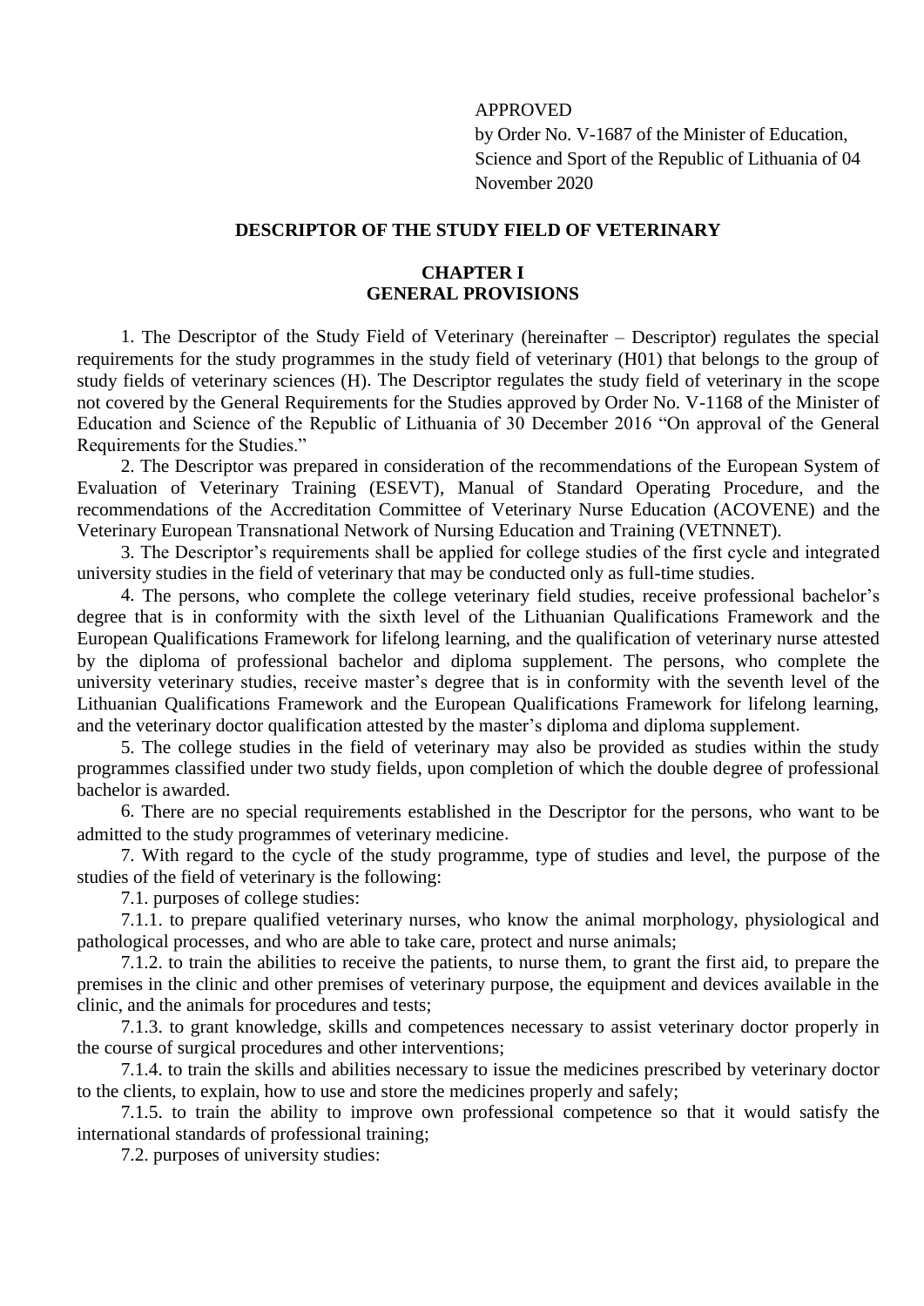APPROVED

by Order No. V-1687 of the Minister of Education, Science and Sport of the Republic of Lithuania of 04 November 2020

**DESCRIPTOR OF THE STUDY FIELD OF VETERINARY**

## CHAPTER I
## GENERAL PROVISIONS

1. The Descriptor of the Study Field of Veterinary (hereinafter – Descriptor) regulates the special requirements for the study programmes in the study field of veterinary (H01) that belongs to the group of study fields of veterinary sciences (H). The Descriptor regulates the study field of veterinary in the scope not covered by the General Requirements for the Studies approved by Order No. V-1168 of the Minister of Education and Science of the Republic of Lithuania of 30 December 2016 "On approval of the General Requirements for the Studies."

2. The Descriptor was prepared in consideration of the recommendations of the European System of Evaluation of Veterinary Training (ESEVT), Manual of Standard Operating Procedure, and the recommendations of the Accreditation Committee of Veterinary Nurse Education (ACOVENE) and the Veterinary European Transnational Network of Nursing Education and Training (VETNNET).

3. The Descriptor's requirements shall be applied for college studies of the first cycle and integrated university studies in the field of veterinary that may be conducted only as full-time studies.

4. The persons, who complete the college veterinary field studies, receive professional bachelor's degree that is in conformity with the sixth level of the Lithuanian Qualifications Framework and the European Qualifications Framework for lifelong learning, and the qualification of veterinary nurse attested by the diploma of professional bachelor and diploma supplement. The persons, who complete the university veterinary studies, receive master's degree that is in conformity with the seventh level of the Lithuanian Qualifications Framework and the European Qualifications Framework for lifelong learning, and the veterinary doctor qualification attested by the master's diploma and diploma supplement.

5. The college studies in the field of veterinary may also be provided as studies within the study programmes classified under two study fields, upon completion of which the double degree of professional bachelor is awarded.

6. There are no special requirements established in the Descriptor for the persons, who want to be admitted to the study programmes of veterinary medicine.

7. With regard to the cycle of the study programme, type of studies and level, the purpose of the studies of the field of veterinary is the following:

7.1. purposes of college studies:

7.1.1. to prepare qualified veterinary nurses, who know the animal morphology, physiological and pathological processes, and who are able to take care, protect and nurse animals;

7.1.2. to train the abilities to receive the patients, to nurse them, to grant the first aid, to prepare the premises in the clinic and other premises of veterinary purpose, the equipment and devices available in the clinic, and the animals for procedures and tests;

7.1.3. to grant knowledge, skills and competences necessary to assist veterinary doctor properly in the course of surgical procedures and other interventions;

7.1.4. to train the skills and abilities necessary to issue the medicines prescribed by veterinary doctor to the clients, to explain, how to use and store the medicines properly and safely;

7.1.5. to train the ability to improve own professional competence so that it would satisfy the international standards of professional training;

7.2. purposes of university studies: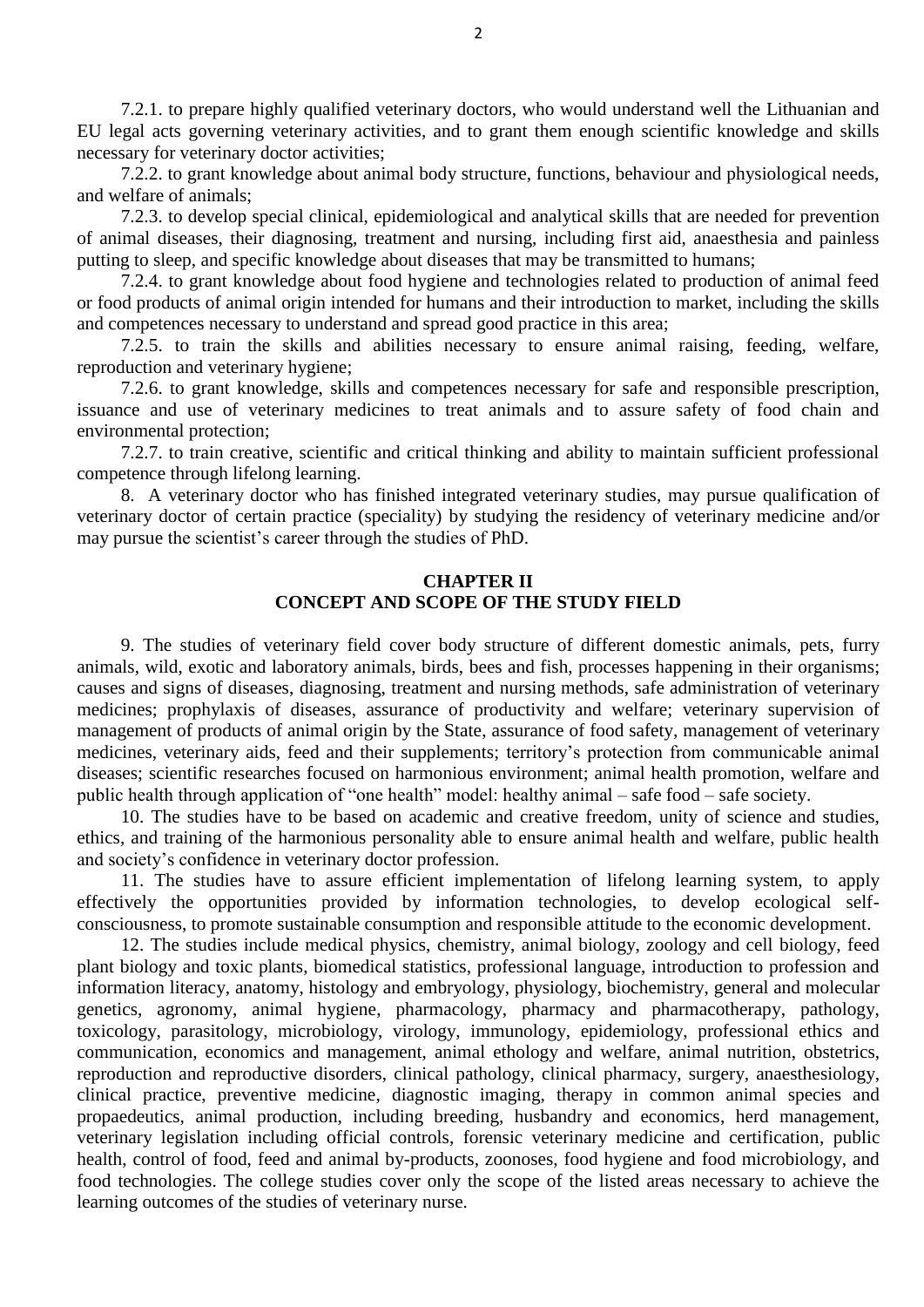7.2.1. to prepare highly qualified veterinary doctors, who would understand well the Lithuanian and EU legal acts governing veterinary activities, and to grant them enough scientific knowledge and skills necessary for veterinary doctor activities;

7.2.2. to grant knowledge about animal body structure, functions, behaviour and physiological needs, and welfare of animals;

7.2.3. to develop special clinical, epidemiological and analytical skills that are needed for prevention of animal diseases, their diagnosing, treatment and nursing, including first aid, anaesthesia and painless putting to sleep, and specific knowledge about diseases that may be transmitted to humans;

7.2.4. to grant knowledge about food hygiene and technologies related to production of animal feed or food products of animal origin intended for humans and their introduction to market, including the skills and competences necessary to understand and spread good practice in this area;

7.2.5. to train the skills and abilities necessary to ensure animal raising, feeding, welfare, reproduction and veterinary hygiene;

7.2.6. to grant knowledge, skills and competences necessary for safe and responsible prescription, issuance and use of veterinary medicines to treat animals and to assure safety of food chain and environmental protection;

7.2.7. to train creative, scientific and critical thinking and ability to maintain sufficient professional competence through lifelong learning.

8. A veterinary doctor who has finished integrated veterinary studies, may pursue qualification of veterinary doctor of certain practice (speciality) by studying the residency of veterinary medicine and/or may pursue the scientist's career through the studies of PhD.

## CHAPTER II
## CONCEPT AND SCOPE OF THE STUDY FIELD

9. The studies of veterinary field cover body structure of different domestic animals, pets, furry animals, wild, exotic and laboratory animals, birds, bees and fish, processes happening in their organisms; causes and signs of diseases, diagnosing, treatment and nursing methods, safe administration of veterinary medicines; prophylaxis of diseases, assurance of productivity and welfare; veterinary supervision of management of products of animal origin by the State, assurance of food safety, management of veterinary medicines, veterinary aids, feed and their supplements; territory's protection from communicable animal diseases; scientific researches focused on harmonious environment; animal health promotion, welfare and public health through application of "one health" model: healthy animal – safe food – safe society.

10. The studies have to be based on academic and creative freedom, unity of science and studies, ethics, and training of the harmonious personality able to ensure animal health and welfare, public health and society's confidence in veterinary doctor profession.

11. The studies have to assure efficient implementation of lifelong learning system, to apply effectively the opportunities provided by information technologies, to develop ecological self-consciousness, to promote sustainable consumption and responsible attitude to the economic development.

12. The studies include medical physics, chemistry, animal biology, zoology and cell biology, feed plant biology and toxic plants, biomedical statistics, professional language, introduction to profession and information literacy, anatomy, histology and embryology, physiology, biochemistry, general and molecular genetics, agronomy, animal hygiene, pharmacology, pharmacy and pharmacotherapy, pathology, toxicology, parasitology, microbiology, virology, immunology, epidemiology, professional ethics and communication, economics and management, animal ethology and welfare, animal nutrition, obstetrics, reproduction and reproductive disorders, clinical pathology, clinical pharmacy, surgery, anaesthesiology, clinical practice, preventive medicine, diagnostic imaging, therapy in common animal species and propaedeutics, animal production, including breeding, husbandry and economics, herd management, veterinary legislation including official controls, forensic veterinary medicine and certification, public health, control of food, feed and animal by-products, zoonoses, food hygiene and food microbiology, and food technologies. The college studies cover only the scope of the listed areas necessary to achieve the learning outcomes of the studies of veterinary nurse.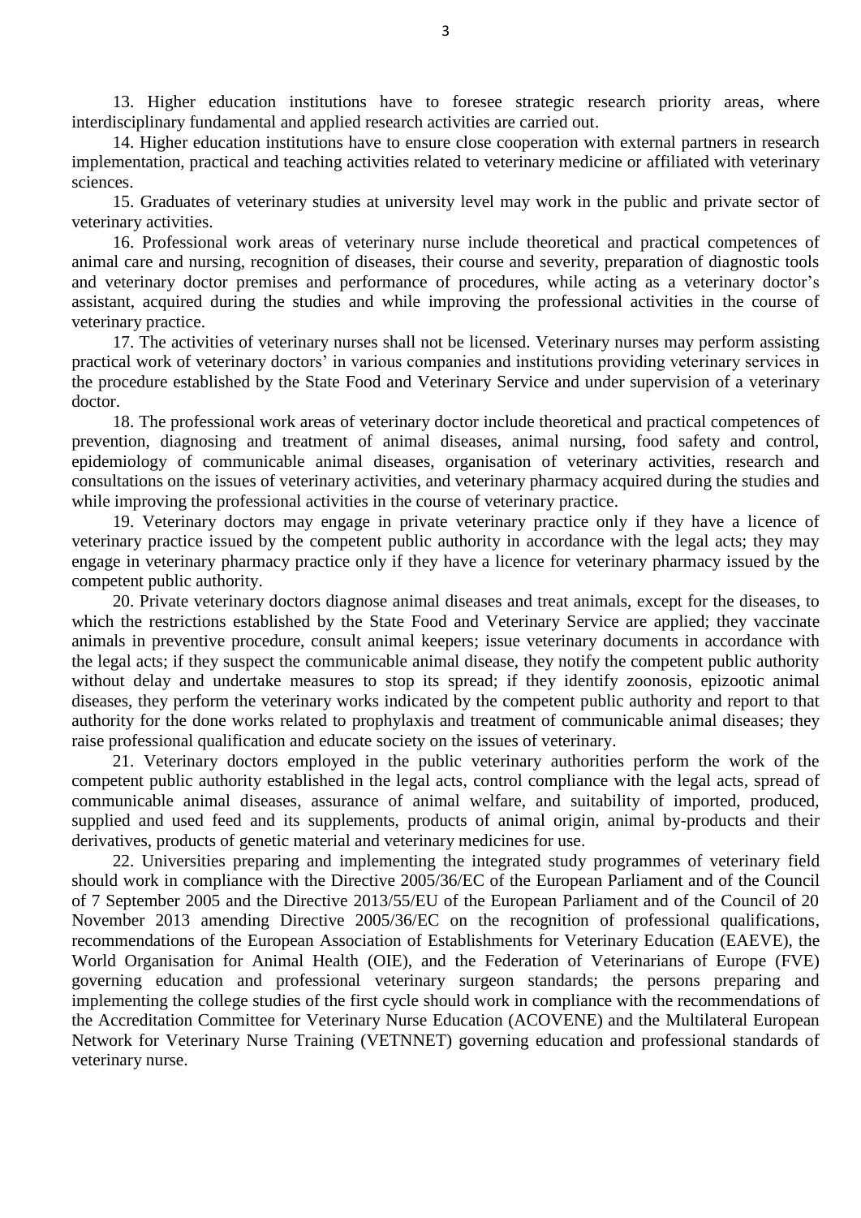13. Higher education institutions have to foresee strategic research priority areas, where interdisciplinary fundamental and applied research activities are carried out.

14. Higher education institutions have to ensure close cooperation with external partners in research implementation, practical and teaching activities related to veterinary medicine or affiliated with veterinary sciences.

15. Graduates of veterinary studies at university level may work in the public and private sector of veterinary activities.

16. Professional work areas of veterinary nurse include theoretical and practical competences of animal care and nursing, recognition of diseases, their course and severity, preparation of diagnostic tools and veterinary doctor premises and performance of procedures, while acting as a veterinary doctor's assistant, acquired during the studies and while improving the professional activities in the course of veterinary practice.

17. The activities of veterinary nurses shall not be licensed. Veterinary nurses may perform assisting practical work of veterinary doctors' in various companies and institutions providing veterinary services in the procedure established by the State Food and Veterinary Service and under supervision of a veterinary doctor.

18. The professional work areas of veterinary doctor include theoretical and practical competences of prevention, diagnosing and treatment of animal diseases, animal nursing, food safety and control, epidemiology of communicable animal diseases, organisation of veterinary activities, research and consultations on the issues of veterinary activities, and veterinary pharmacy acquired during the studies and while improving the professional activities in the course of veterinary practice.

19. Veterinary doctors may engage in private veterinary practice only if they have a licence of veterinary practice issued by the competent public authority in accordance with the legal acts; they may engage in veterinary pharmacy practice only if they have a licence for veterinary pharmacy issued by the competent public authority.

20. Private veterinary doctors diagnose animal diseases and treat animals, except for the diseases, to which the restrictions established by the State Food and Veterinary Service are applied; they vaccinate animals in preventive procedure, consult animal keepers; issue veterinary documents in accordance with the legal acts; if they suspect the communicable animal disease, they notify the competent public authority without delay and undertake measures to stop its spread; if they identify zoonosis, epizootic animal diseases, they perform the veterinary works indicated by the competent public authority and report to that authority for the done works related to prophylaxis and treatment of communicable animal diseases; they raise professional qualification and educate society on the issues of veterinary.

21. Veterinary doctors employed in the public veterinary authorities perform the work of the competent public authority established in the legal acts, control compliance with the legal acts, spread of communicable animal diseases, assurance of animal welfare, and suitability of imported, produced, supplied and used feed and its supplements, products of animal origin, animal by-products and their derivatives, products of genetic material and veterinary medicines for use.

22. Universities preparing and implementing the integrated study programmes of veterinary field should work in compliance with the Directive 2005/36/EC of the European Parliament and of the Council of 7 September 2005 and the Directive 2013/55/EU of the European Parliament and of the Council of 20 November 2013 amending Directive 2005/36/EC on the recognition of professional qualifications, recommendations of the European Association of Establishments for Veterinary Education (EAEVE), the World Organisation for Animal Health (OIE), and the Federation of Veterinarians of Europe (FVE) governing education and professional veterinary surgeon standards; the persons preparing and implementing the college studies of the first cycle should work in compliance with the recommendations of the Accreditation Committee for Veterinary Nurse Education (ACOVENE) and the Multilateral European Network for Veterinary Nurse Training (VETNNET) governing education and professional standards of veterinary nurse.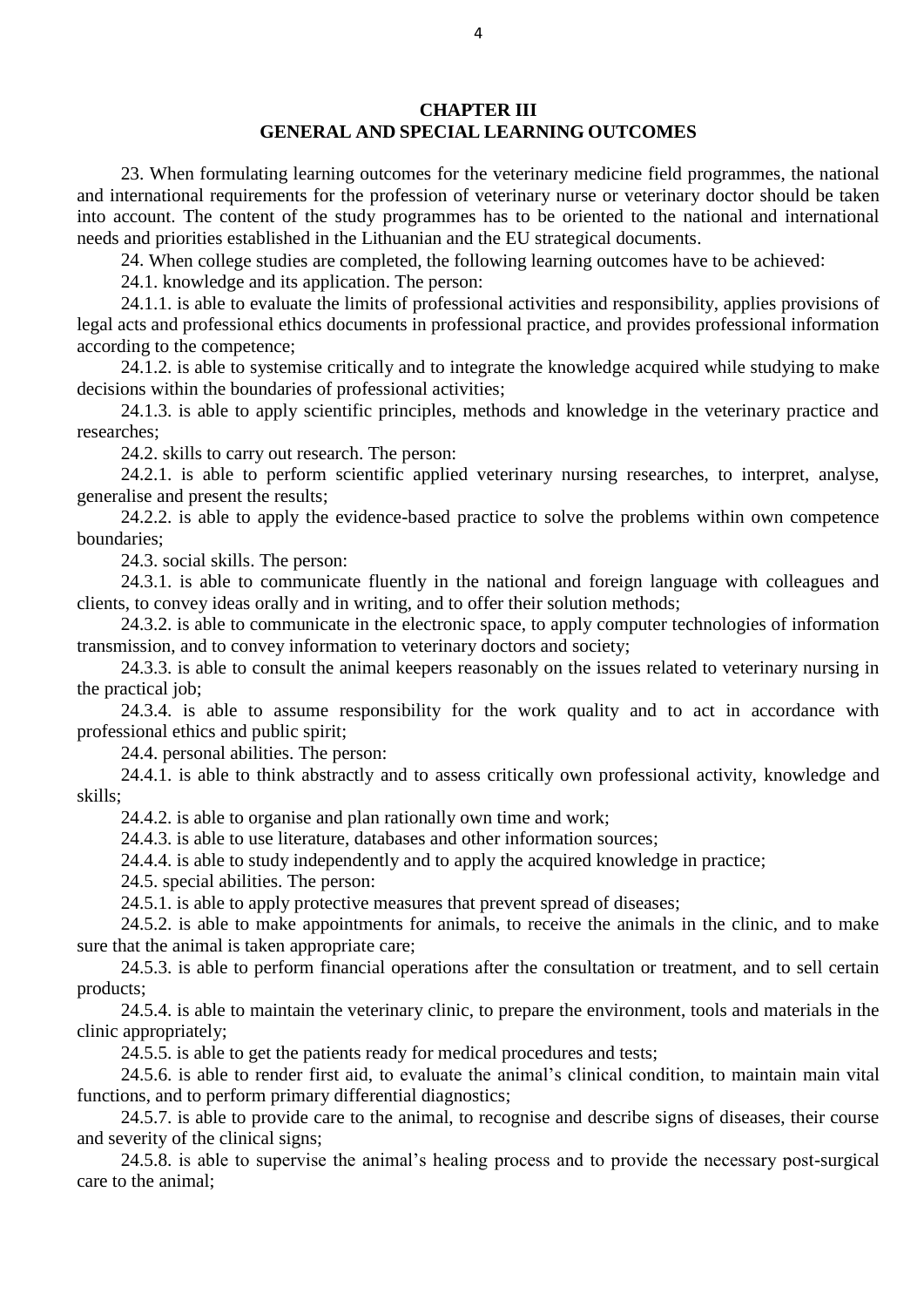## CHAPTER III
## GENERAL AND SPECIAL LEARNING OUTCOMES

23. When formulating learning outcomes for the veterinary medicine field programmes, the national and international requirements for the profession of veterinary nurse or veterinary doctor should be taken into account. The content of the study programmes has to be oriented to the national and international needs and priorities established in the Lithuanian and the EU strategical documents.

24. When college studies are completed, the following learning outcomes have to be achieved:

24.1. knowledge and its application. The person:

24.1.1. is able to evaluate the limits of professional activities and responsibility, applies provisions of legal acts and professional ethics documents in professional practice, and provides professional information according to the competence;

24.1.2. is able to systemise critically and to integrate the knowledge acquired while studying to make decisions within the boundaries of professional activities;

24.1.3. is able to apply scientific principles, methods and knowledge in the veterinary practice and researches;

24.2. skills to carry out research. The person:

24.2.1. is able to perform scientific applied veterinary nursing researches, to interpret, analyse, generalise and present the results;

24.2.2. is able to apply the evidence-based practice to solve the problems within own competence boundaries;

24.3. social skills. The person:

24.3.1. is able to communicate fluently in the national and foreign language with colleagues and clients, to convey ideas orally and in writing, and to offer their solution methods;

24.3.2. is able to communicate in the electronic space, to apply computer technologies of information transmission, and to convey information to veterinary doctors and society;

24.3.3. is able to consult the animal keepers reasonably on the issues related to veterinary nursing in the practical job;

24.3.4. is able to assume responsibility for the work quality and to act in accordance with professional ethics and public spirit;

24.4. personal abilities. The person:

24.4.1. is able to think abstractly and to assess critically own professional activity, knowledge and skills;

24.4.2. is able to organise and plan rationally own time and work;

24.4.3. is able to use literature, databases and other information sources;

24.4.4. is able to study independently and to apply the acquired knowledge in practice;

24.5. special abilities. The person:

24.5.1. is able to apply protective measures that prevent spread of diseases;

24.5.2. is able to make appointments for animals, to receive the animals in the clinic, and to make sure that the animal is taken appropriate care;

24.5.3. is able to perform financial operations after the consultation or treatment, and to sell certain products;

24.5.4. is able to maintain the veterinary clinic, to prepare the environment, tools and materials in the clinic appropriately;

24.5.5. is able to get the patients ready for medical procedures and tests;

24.5.6. is able to render first aid, to evaluate the animal's clinical condition, to maintain main vital functions, and to perform primary differential diagnostics;

24.5.7. is able to provide care to the animal, to recognise and describe signs of diseases, their course and severity of the clinical signs;

24.5.8. is able to supervise the animal's healing process and to provide the necessary post-surgical care to the animal;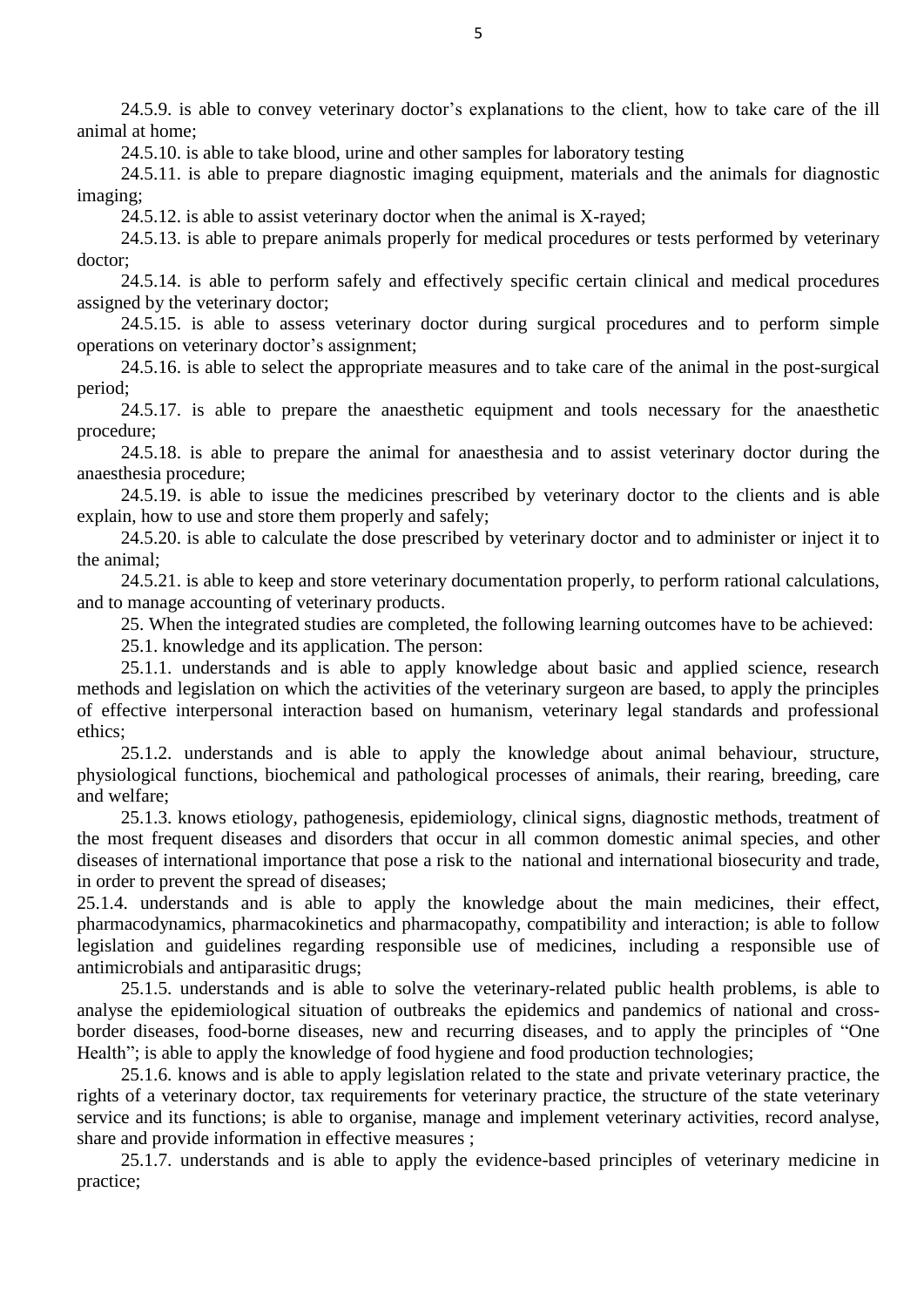24.5.9. is able to convey veterinary doctor's explanations to the client, how to take care of the ill animal at home;

24.5.10. is able to take blood, urine and other samples for laboratory testing

24.5.11. is able to prepare diagnostic imaging equipment, materials and the animals for diagnostic imaging;

24.5.12. is able to assist veterinary doctor when the animal is X-rayed;

24.5.13. is able to prepare animals properly for medical procedures or tests performed by veterinary doctor;

24.5.14. is able to perform safely and effectively specific certain clinical and medical procedures assigned by the veterinary doctor;

24.5.15. is able to assess veterinary doctor during surgical procedures and to perform simple operations on veterinary doctor's assignment;

24.5.16. is able to select the appropriate measures and to take care of the animal in the post-surgical period;

24.5.17. is able to prepare the anaesthetic equipment and tools necessary for the anaesthetic procedure;

24.5.18. is able to prepare the animal for anaesthesia and to assist veterinary doctor during the anaesthesia procedure;

24.5.19. is able to issue the medicines prescribed by veterinary doctor to the clients and is able explain, how to use and store them properly and safely;

24.5.20. is able to calculate the dose prescribed by veterinary doctor and to administer or inject it to the animal;

24.5.21. is able to keep and store veterinary documentation properly, to perform rational calculations, and to manage accounting of veterinary products.

25. When the integrated studies are completed, the following learning outcomes have to be achieved:

25.1. knowledge and its application. The person:

25.1.1. understands and is able to apply knowledge about basic and applied science, research methods and legislation on which the activities of the veterinary surgeon are based, to apply the principles of effective interpersonal interaction based on humanism, veterinary legal standards and professional ethics;

25.1.2. understands and is able to apply the knowledge about animal behaviour, structure, physiological functions, biochemical and pathological processes of animals, their rearing, breeding, care and welfare;

25.1.3. knows etiology, pathogenesis, epidemiology, clinical signs, diagnostic methods, treatment of the most frequent diseases and disorders that occur in all common domestic animal species, and other diseases of international importance that pose a risk to the national and international biosecurity and trade, in order to prevent the spread of diseases;

25.1.4. understands and is able to apply the knowledge about the main medicines, their effect, pharmacodynamics, pharmacokinetics and pharmacopathy, compatibility and interaction; is able to follow legislation and guidelines regarding responsible use of medicines, including a responsible use of antimicrobials and antiparasitic drugs;

25.1.5. understands and is able to solve the veterinary-related public health problems, is able to analyse the epidemiological situation of outbreaks the epidemics and pandemics of national and cross-border diseases, food-borne diseases, new and recurring diseases, and to apply the principles of "One Health"; is able to apply the knowledge of food hygiene and food production technologies;

25.1.6. knows and is able to apply legislation related to the state and private veterinary practice, the rights of a veterinary doctor, tax requirements for veterinary practice, the structure of the state veterinary service and its functions; is able to organise, manage and implement veterinary activities, record analyse, share and provide information in effective measures ;

25.1.7. understands and is able to apply the evidence-based principles of veterinary medicine in practice;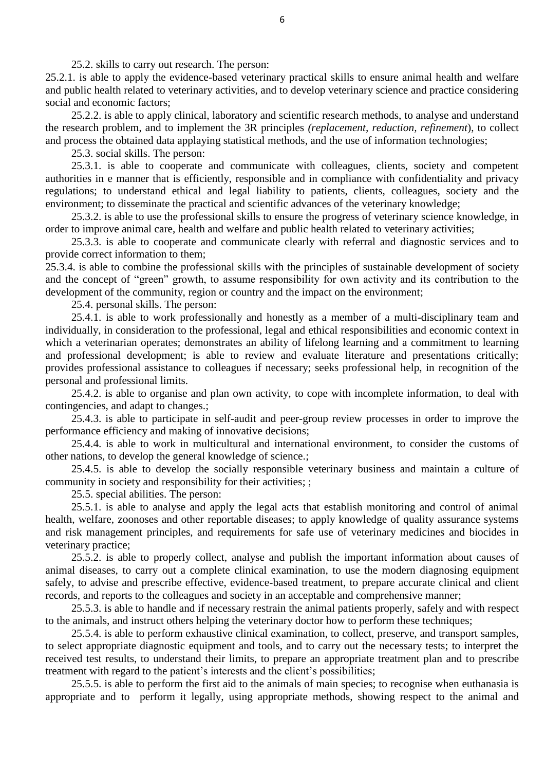25.2. skills to carry out research. The person:

25.2.1. is able to apply the evidence-based veterinary practical skills to ensure animal health and welfare and public health related to veterinary activities, and to develop veterinary science and practice considering social and economic factors;

25.2.2. is able to apply clinical, laboratory and scientific research methods, to analyse and understand the research problem, and to implement the 3R principles *(replacement, reduction, refinement*), to collect and process the obtained data applaying statistical methods, and the use of information technologies;

25.3. social skills. The person:

25.3.1. is able to cooperate and communicate with colleagues, clients, society and competent authorities in e manner that is efficiently, responsible and in compliance with confidentiality and privacy regulations; to understand ethical and legal liability to patients, clients, colleagues, society and the environment; to disseminate the practical and scientific advances of the veterinary knowledge;

25.3.2. is able to use the professional skills to ensure the progress of veterinary science knowledge, in order to improve animal care, health and welfare and public health related to veterinary activities;

25.3.3. is able to cooperate and communicate clearly with referral and diagnostic services and to provide correct information to them;

25.3.4. is able to combine the professional skills with the principles of sustainable development of society and the concept of "green" growth, to assume responsibility for own activity and its contribution to the development of the community, region or country and the impact on the environment;

25.4. personal skills. The person:

25.4.1. is able to work professionally and honestly as a member of a multi-disciplinary team and individually, in consideration to the professional, legal and ethical responsibilities and economic context in which a veterinarian operates; demonstrates an ability of lifelong learning and a commitment to learning and professional development; is able to review and evaluate literature and presentations critically; provides professional assistance to colleagues if necessary; seeks professional help, in recognition of the personal and professional limits.

25.4.2. is able to organise and plan own activity, to cope with incomplete information, to deal with contingencies, and adapt to changes.;

25.4.3. is able to participate in self-audit and peer-group review processes in order to improve the performance efficiency and making of innovative decisions;

25.4.4. is able to work in multicultural and international environment, to consider the customs of other nations, to develop the general knowledge of science.;

25.4.5. is able to develop the socially responsible veterinary business and maintain a culture of community in society and responsibility for their activities; ;

25.5. special abilities. The person:

25.5.1. is able to analyse and apply the legal acts that establish monitoring and control of animal health, welfare, zoonoses and other reportable diseases; to apply knowledge of quality assurance systems and risk management principles, and requirements for safe use of veterinary medicines and biocides in veterinary practice;

25.5.2. is able to properly collect, analyse and publish the important information about causes of animal diseases, to carry out a complete clinical examination, to use the modern diagnosing equipment safely, to advise and prescribe effective, evidence-based treatment, to prepare accurate clinical and client records, and reports to the colleagues and society in an acceptable and comprehensive manner;

25.5.3. is able to handle and if necessary restrain the animal patients properly, safely and with respect to the animals, and instruct others helping the veterinary doctor how to perform these techniques;

25.5.4. is able to perform exhaustive clinical examination, to collect, preserve, and transport samples, to select appropriate diagnostic equipment and tools, and to carry out the necessary tests; to interpret the received test results, to understand their limits, to prepare an appropriate treatment plan and to prescribe treatment with regard to the patient's interests and the client's possibilities;

25.5.5. is able to perform the first aid to the animals of main species; to recognise when euthanasia is appropriate and to perform it legally, using appropriate methods, showing respect to the animal and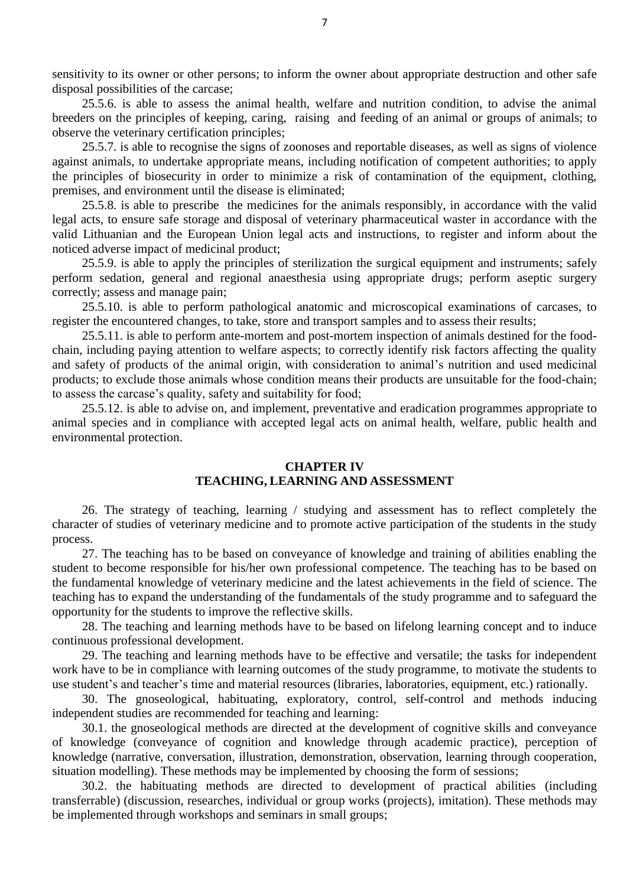sensitivity to its owner or other persons; to inform the owner about appropriate destruction and other safe disposal possibilities of the carcase;

25.5.6. is able to assess the animal health, welfare and nutrition condition, to advise the animal breeders on the principles of keeping, caring, raising and feeding of an animal or groups of animals; to observe the veterinary certification principles;

25.5.7. is able to recognise the signs of zoonoses and reportable diseases, as well as signs of violence against animals, to undertake appropriate means, including notification of competent authorities; to apply the principles of biosecurity in order to minimize a risk of contamination of the equipment, clothing, premises, and environment until the disease is eliminated;

25.5.8. is able to prescribe the medicines for the animals responsibly, in accordance with the valid legal acts, to ensure safe storage and disposal of veterinary pharmaceutical waster in accordance with the valid Lithuanian and the European Union legal acts and instructions, to register and inform about the noticed adverse impact of medicinal product;

25.5.9. is able to apply the principles of sterilization the surgical equipment and instruments; safely perform sedation, general and regional anaesthesia using appropriate drugs; perform aseptic surgery correctly; assess and manage pain;

25.5.10. is able to perform pathological anatomic and microscopical examinations of carcases, to register the encountered changes, to take, store and transport samples and to assess their results;

25.5.11. is able to perform ante-mortem and post-mortem inspection of animals destined for the food-chain, including paying attention to welfare aspects; to correctly identify risk factors affecting the quality and safety of products of the animal origin, with consideration to animal's nutrition and used medicinal products; to exclude those animals whose condition means their products are unsuitable for the food-chain; to assess the carcase's quality, safety and suitability for food;

25.5.12. is able to advise on, and implement, preventative and eradication programmes appropriate to animal species and in compliance with accepted legal acts on animal health, welfare, public health and environmental protection.

## CHAPTER IV
## TEACHING, LEARNING AND ASSESSMENT

26. The strategy of teaching, learning / studying and assessment has to reflect completely the character of studies of veterinary medicine and to promote active participation of the students in the study process.

27. The teaching has to be based on conveyance of knowledge and training of abilities enabling the student to become responsible for his/her own professional competence. The teaching has to be based on the fundamental knowledge of veterinary medicine and the latest achievements in the field of science. The teaching has to expand the understanding of the fundamentals of the study programme and to safeguard the opportunity for the students to improve the reflective skills.

28. The teaching and learning methods have to be based on lifelong learning concept and to induce continuous professional development.

29. The teaching and learning methods have to be effective and versatile; the tasks for independent work have to be in compliance with learning outcomes of the study programme, to motivate the students to use student's and teacher's time and material resources (libraries, laboratories, equipment, etc.) rationally.

30. The gnoseological, habituating, exploratory, control, self-control and methods inducing independent studies are recommended for teaching and learning:

30.1. the gnoseological methods are directed at the development of cognitive skills and conveyance of knowledge (conveyance of cognition and knowledge through academic practice), perception of knowledge (narrative, conversation, illustration, demonstration, observation, learning through cooperation, situation modelling). These methods may be implemented by choosing the form of sessions;

30.2. the habituating methods are directed to development of practical abilities (including transferrable) (discussion, researches, individual or group works (projects), imitation). These methods may be implemented through workshops and seminars in small groups;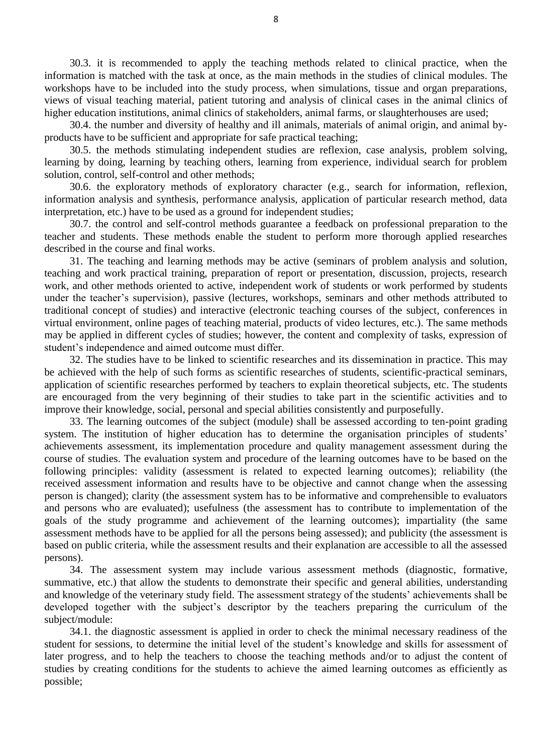30.3. it is recommended to apply the teaching methods related to clinical practice, when the information is matched with the task at once, as the main methods in the studies of clinical modules. The workshops have to be included into the study process, when simulations, tissue and organ preparations, views of visual teaching material, patient tutoring and analysis of clinical cases in the animal clinics of higher education institutions, animal clinics of stakeholders, animal farms, or slaughterhouses are used;

30.4. the number and diversity of healthy and ill animals, materials of animal origin, and animal by-products have to be sufficient and appropriate for safe practical teaching;

30.5. the methods stimulating independent studies are reflexion, case analysis, problem solving, learning by doing, learning by teaching others, learning from experience, individual search for problem solution, control, self-control and other methods;

30.6. the exploratory methods of exploratory character (e.g., search for information, reflexion, information analysis and synthesis, performance analysis, application of particular research method, data interpretation, etc.) have to be used as a ground for independent studies;

30.7. the control and self-control methods guarantee a feedback on professional preparation to the teacher and students. These methods enable the student to perform more thorough applied researches described in the course and final works.

31. The teaching and learning methods may be active (seminars of problem analysis and solution, teaching and work practical training, preparation of report or presentation, discussion, projects, research work, and other methods oriented to active, independent work of students or work performed by students under the teacher's supervision), passive (lectures, workshops, seminars and other methods attributed to traditional concept of studies) and interactive (electronic teaching courses of the subject, conferences in virtual environment, online pages of teaching material, products of video lectures, etc.). The same methods may be applied in different cycles of studies; however, the content and complexity of tasks, expression of student's independence and aimed outcome must differ.

32. The studies have to be linked to scientific researches and its dissemination in practice. This may be achieved with the help of such forms as scientific researches of students, scientific-practical seminars, application of scientific researches performed by teachers to explain theoretical subjects, etc. The students are encouraged from the very beginning of their studies to take part in the scientific activities and to improve their knowledge, social, personal and special abilities consistently and purposefully.

33. The learning outcomes of the subject (module) shall be assessed according to ten-point grading system. The institution of higher education has to determine the organisation principles of students' achievements assessment, its implementation procedure and quality management assessment during the course of studies. The evaluation system and procedure of the learning outcomes have to be based on the following principles: validity (assessment is related to expected learning outcomes); reliability (the received assessment information and results have to be objective and cannot change when the assessing person is changed); clarity (the assessment system has to be informative and comprehensible to evaluators and persons who are evaluated); usefulness (the assessment has to contribute to implementation of the goals of the study programme and achievement of the learning outcomes); impartiality (the same assessment methods have to be applied for all the persons being assessed); and publicity (the assessment is based on public criteria, while the assessment results and their explanation are accessible to all the assessed persons).

34. The assessment system may include various assessment methods (diagnostic, formative, summative, etc.) that allow the students to demonstrate their specific and general abilities, understanding and knowledge of the veterinary study field. The assessment strategy of the students' achievements shall be developed together with the subject's descriptor by the teachers preparing the curriculum of the subject/module:

34.1. the diagnostic assessment is applied in order to check the minimal necessary readiness of the student for sessions, to determine the initial level of the student's knowledge and skills for assessment of later progress, and to help the teachers to choose the teaching methods and/or to adjust the content of studies by creating conditions for the students to achieve the aimed learning outcomes as efficiently as possible;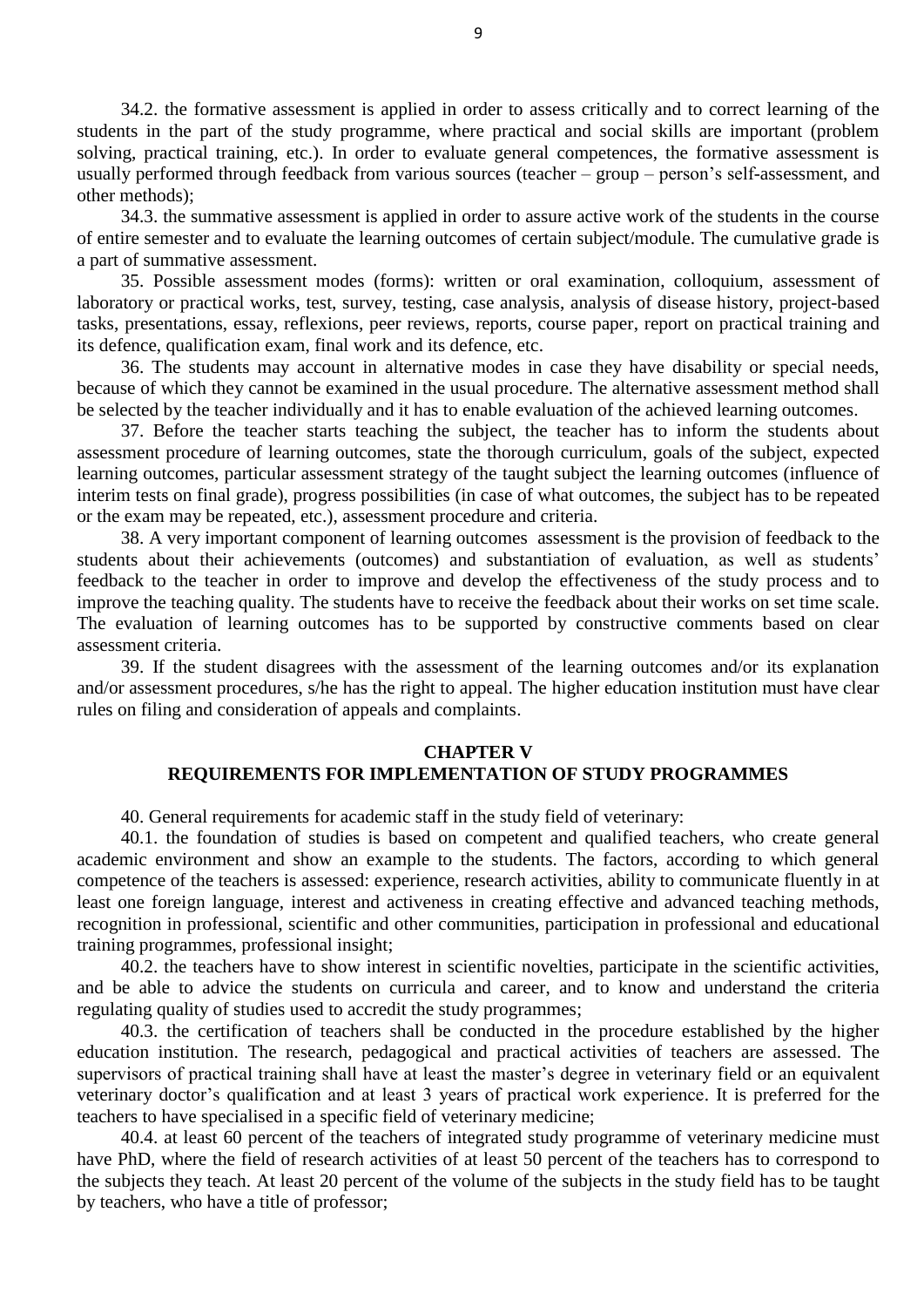34.2. the formative assessment is applied in order to assess critically and to correct learning of the students in the part of the study programme, where practical and social skills are important (problem solving, practical training, etc.). In order to evaluate general competences, the formative assessment is usually performed through feedback from various sources (teacher – group – person's self-assessment, and other methods);

34.3. the summative assessment is applied in order to assure active work of the students in the course of entire semester and to evaluate the learning outcomes of certain subject/module. The cumulative grade is a part of summative assessment.

35. Possible assessment modes (forms): written or oral examination, colloquium, assessment of laboratory or practical works, test, survey, testing, case analysis, analysis of disease history, project-based tasks, presentations, essay, reflexions, peer reviews, reports, course paper, report on practical training and its defence, qualification exam, final work and its defence, etc.

36. The students may account in alternative modes in case they have disability or special needs, because of which they cannot be examined in the usual procedure. The alternative assessment method shall be selected by the teacher individually and it has to enable evaluation of the achieved learning outcomes.

37. Before the teacher starts teaching the subject, the teacher has to inform the students about assessment procedure of learning outcomes, state the thorough curriculum, goals of the subject, expected learning outcomes, particular assessment strategy of the taught subject the learning outcomes (influence of interim tests on final grade), progress possibilities (in case of what outcomes, the subject has to be repeated or the exam may be repeated, etc.), assessment procedure and criteria.

38. A very important component of learning outcomes assessment is the provision of feedback to the students about their achievements (outcomes) and substantiation of evaluation, as well as students' feedback to the teacher in order to improve and develop the effectiveness of the study process and to improve the teaching quality. The students have to receive the feedback about their works on set time scale. The evaluation of learning outcomes has to be supported by constructive comments based on clear assessment criteria.

39. If the student disagrees with the assessment of the learning outcomes and/or its explanation and/or assessment procedures, s/he has the right to appeal. The higher education institution must have clear rules on filing and consideration of appeals and complaints.

## CHAPTER V
## REQUIREMENTS FOR IMPLEMENTATION OF STUDY PROGRAMMES

40. General requirements for academic staff in the study field of veterinary:

40.1. the foundation of studies is based on competent and qualified teachers, who create general academic environment and show an example to the students. The factors, according to which general competence of the teachers is assessed: experience, research activities, ability to communicate fluently in at least one foreign language, interest and activeness in creating effective and advanced teaching methods, recognition in professional, scientific and other communities, participation in professional and educational training programmes, professional insight;

40.2. the teachers have to show interest in scientific novelties, participate in the scientific activities, and be able to advice the students on curricula and career, and to know and understand the criteria regulating quality of studies used to accredit the study programmes;

40.3. the certification of teachers shall be conducted in the procedure established by the higher education institution. The research, pedagogical and practical activities of teachers are assessed. The supervisors of practical training shall have at least the master's degree in veterinary field or an equivalent veterinary doctor's qualification and at least 3 years of practical work experience. It is preferred for the teachers to have specialised in a specific field of veterinary medicine;

40.4. at least 60 percent of the teachers of integrated study programme of veterinary medicine must have PhD, where the field of research activities of at least 50 percent of the teachers has to correspond to the subjects they teach. At least 20 percent of the volume of the subjects in the study field has to be taught by teachers, who have a title of professor;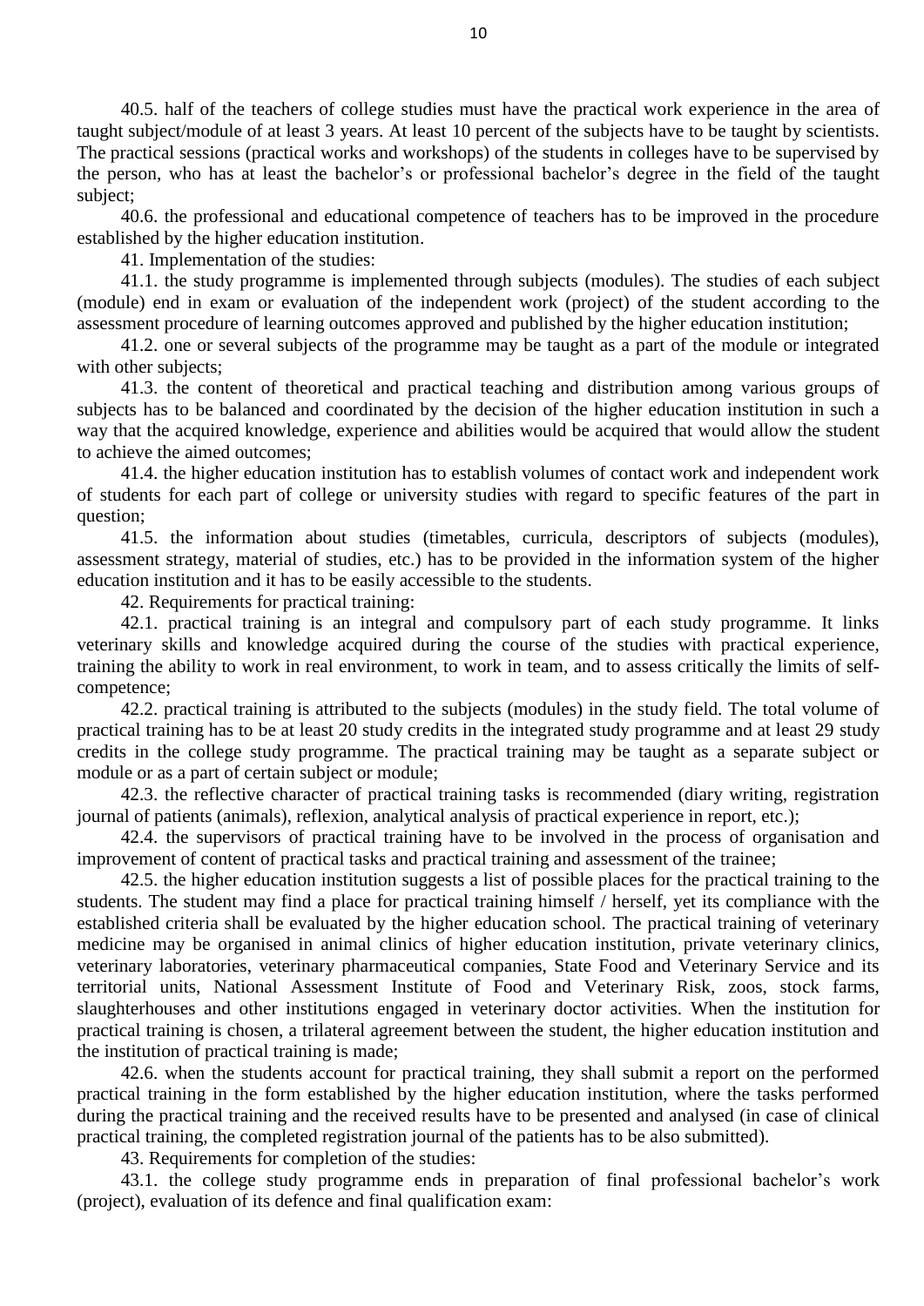40.5. half of the teachers of college studies must have the practical work experience in the area of taught subject/module of at least 3 years. At least 10 percent of the subjects have to be taught by scientists. The practical sessions (practical works and workshops) of the students in colleges have to be supervised by the person, who has at least the bachelor's or professional bachelor's degree in the field of the taught subject;

40.6. the professional and educational competence of teachers has to be improved in the procedure established by the higher education institution.

41. Implementation of the studies:

41.1. the study programme is implemented through subjects (modules). The studies of each subject (module) end in exam or evaluation of the independent work (project) of the student according to the assessment procedure of learning outcomes approved and published by the higher education institution;

41.2. one or several subjects of the programme may be taught as a part of the module or integrated with other subjects;

41.3. the content of theoretical and practical teaching and distribution among various groups of subjects has to be balanced and coordinated by the decision of the higher education institution in such a way that the acquired knowledge, experience and abilities would be acquired that would allow the student to achieve the aimed outcomes;

41.4. the higher education institution has to establish volumes of contact work and independent work of students for each part of college or university studies with regard to specific features of the part in question;

41.5. the information about studies (timetables, curricula, descriptors of subjects (modules), assessment strategy, material of studies, etc.) has to be provided in the information system of the higher education institution and it has to be easily accessible to the students.

42. Requirements for practical training:

42.1. practical training is an integral and compulsory part of each study programme. It links veterinary skills and knowledge acquired during the course of the studies with practical experience, training the ability to work in real environment, to work in team, and to assess critically the limits of self-competence;

42.2. practical training is attributed to the subjects (modules) in the study field. The total volume of practical training has to be at least 20 study credits in the integrated study programme and at least 29 study credits in the college study programme. The practical training may be taught as a separate subject or module or as a part of certain subject or module;

42.3. the reflective character of practical training tasks is recommended (diary writing, registration journal of patients (animals), reflexion, analytical analysis of practical experience in report, etc.);

42.4. the supervisors of practical training have to be involved in the process of organisation and improvement of content of practical tasks and practical training and assessment of the trainee;

42.5. the higher education institution suggests a list of possible places for the practical training to the students. The student may find a place for practical training himself / herself, yet its compliance with the established criteria shall be evaluated by the higher education school. The practical training of veterinary medicine may be organised in animal clinics of higher education institution, private veterinary clinics, veterinary laboratories, veterinary pharmaceutical companies, State Food and Veterinary Service and its territorial units, National Assessment Institute of Food and Veterinary Risk, zoos, stock farms, slaughterhouses and other institutions engaged in veterinary doctor activities. When the institution for practical training is chosen, a trilateral agreement between the student, the higher education institution and the institution of practical training is made;

42.6. when the students account for practical training, they shall submit a report on the performed practical training in the form established by the higher education institution, where the tasks performed during the practical training and the received results have to be presented and analysed (in case of clinical practical training, the completed registration journal of the patients has to be also submitted).

43. Requirements for completion of the studies:

43.1. the college study programme ends in preparation of final professional bachelor's work (project), evaluation of its defence and final qualification exam: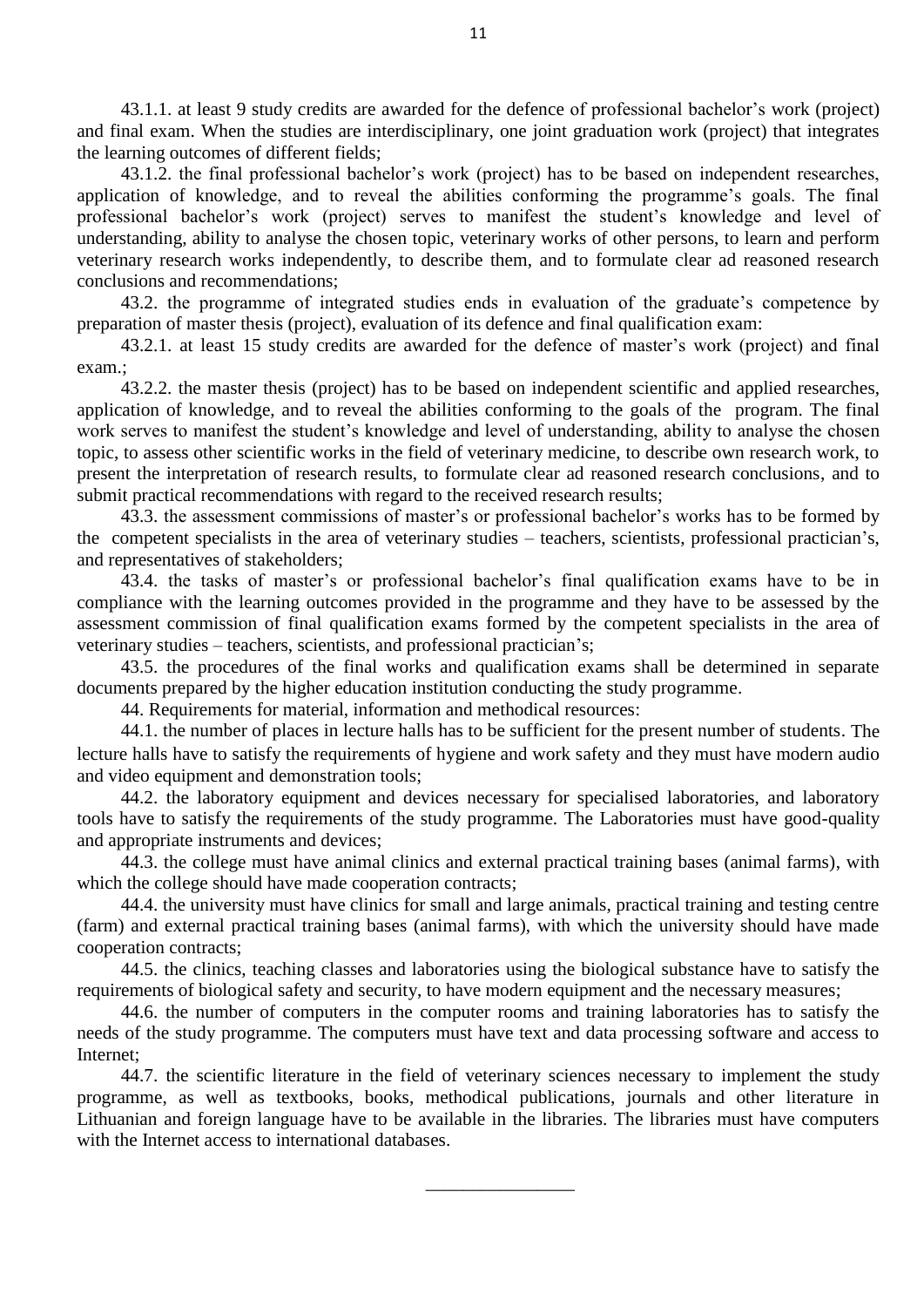43.1.1. at least 9 study credits are awarded for the defence of professional bachelor's work (project) and final exam. When the studies are interdisciplinary, one joint graduation work (project) that integrates the learning outcomes of different fields;

43.1.2. the final professional bachelor's work (project) has to be based on independent researches, application of knowledge, and to reveal the abilities conforming the programme's goals. The final professional bachelor's work (project) serves to manifest the student's knowledge and level of understanding, ability to analyse the chosen topic, veterinary works of other persons, to learn and perform veterinary research works independently, to describe them, and to formulate clear ad reasoned research conclusions and recommendations;

43.2. the programme of integrated studies ends in evaluation of the graduate's competence by preparation of master thesis (project), evaluation of its defence and final qualification exam:

43.2.1. at least 15 study credits are awarded for the defence of master's work (project) and final exam.;

43.2.2. the master thesis (project) has to be based on independent scientific and applied researches, application of knowledge, and to reveal the abilities conforming to the goals of the program. The final work serves to manifest the student's knowledge and level of understanding, ability to analyse the chosen topic, to assess other scientific works in the field of veterinary medicine, to describe own research work, to present the interpretation of research results, to formulate clear ad reasoned research conclusions, and to submit practical recommendations with regard to the received research results;

43.3. the assessment commissions of master's or professional bachelor's works has to be formed by the competent specialists in the area of veterinary studies – teachers, scientists, professional practician's, and representatives of stakeholders;

43.4. the tasks of master's or professional bachelor's final qualification exams have to be in compliance with the learning outcomes provided in the programme and they have to be assessed by the assessment commission of final qualification exams formed by the competent specialists in the area of veterinary studies – teachers, scientists, and professional practician's;

43.5. the procedures of the final works and qualification exams shall be determined in separate documents prepared by the higher education institution conducting the study programme.

44. Requirements for material, information and methodical resources:

44.1. the number of places in lecture halls has to be sufficient for the present number of students. The lecture halls have to satisfy the requirements of hygiene and work safety and they must have modern audio and video equipment and demonstration tools;

44.2. the laboratory equipment and devices necessary for specialised laboratories, and laboratory tools have to satisfy the requirements of the study programme. The Laboratories must have good-quality and appropriate instruments and devices;

44.3. the college must have animal clinics and external practical training bases (animal farms), with which the college should have made cooperation contracts;

44.4. the university must have clinics for small and large animals, practical training and testing centre (farm) and external practical training bases (animal farms), with which the university should have made cooperation contracts;

44.5. the clinics, teaching classes and laboratories using the biological substance have to satisfy the requirements of biological safety and security, to have modern equipment and the necessary measures;

44.6. the number of computers in the computer rooms and training laboratories has to satisfy the needs of the study programme. The computers must have text and data processing software and access to Internet;

44.7. the scientific literature in the field of veterinary sciences necessary to implement the study programme, as well as textbooks, books, methodical publications, journals and other literature in Lithuanian and foreign language have to be available in the libraries. The libraries must have computers with the Internet access to international databases.

________________